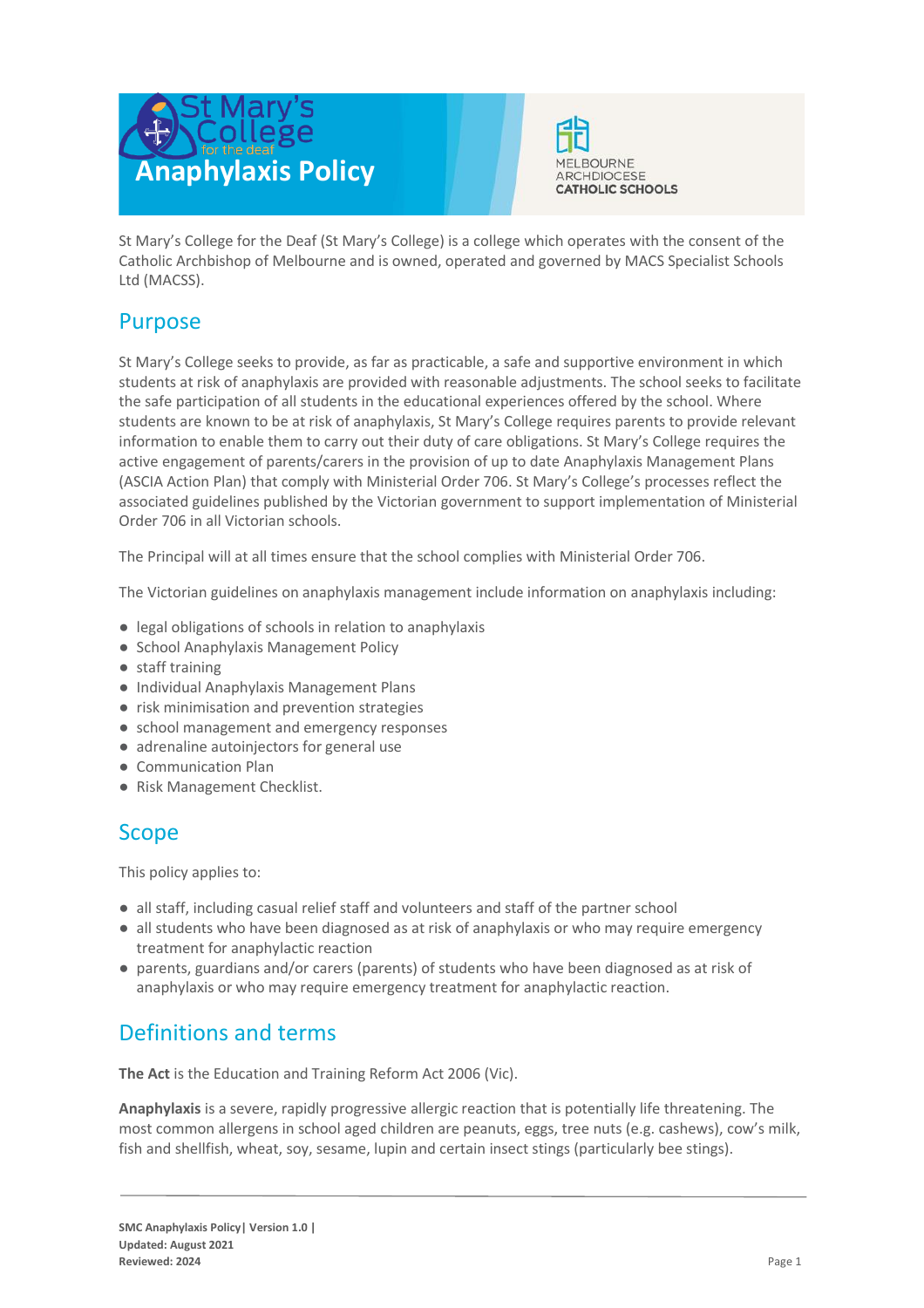# Anaphylaxis Policy

St Mary's College for the Deaf (St Mary's College) is a college which operates with the consent of the Catholic Archbishop of Melbourne and is owned, operated and governed by MACS Specialist Schools Ltd (MACSS).

## Purpose

St Mary's College seeks to provide, as far as practicable, a safe and supportive environment in which students at risk of anaphylaxis are provided with reasonable adjustments. The school seeks to facilitate the safe participation of all students in the educational experiences offered by the school. Where students are known to be at risk of anaphylaxis, St Mary's College requires parents to provide relevant information to enable them to carry out their duty of care obligations. St Mary's College requires the active engagement of parents/carers in the provision of up to date Anaphylaxis Management Plans (ASCIA Action Plan) that comply with Ministerial Order 706. St Mary's College's processes reflect the associated guidelines published by the Victorian government to support implementation of Ministerial Order 706 in all Victorian schools.

The Principal will at all times ensure that the school complies with Ministerial Order 706.

The Victorian guidelines on anaphylaxis management include information on anaphylaxis including:

- legal obligations of schools in relation to anaphylaxis
- School Anaphylaxis Management Policy
- staff training
- Individual Anaphylaxis Management Plans
- risk minimisation and prevention strategies
- school management and emergency responses
- adrenaline autoinjectors for general use
- Communication Plan
- Risk Management Checklist.

## Scope

This policy applies to:

- all staff, including casual relief staff and volunteers and staff of the partner school
- all students who have been diagnosed as at risk of anaphylaxis or who may require emergency treatment for anaphylactic reaction
- parents, guardians and/or carers (parents) of students who have been diagnosed as at risk of anaphylaxis or who may require emergency treatment for anaphylactic reaction.

## Definitions and terms

**The Act** is the Education and Training Reform Act 2006 (Vic).

**Anaphylaxis** is a severe, rapidly progressive allergic reaction that is potentially life threatening. The most common allergens in school aged children are peanuts, eggs, tree nuts (e.g. cashews), cow's milk, fish and shellfish, wheat, soy, sesame, lupin and certain insect stings (particularly bee stings).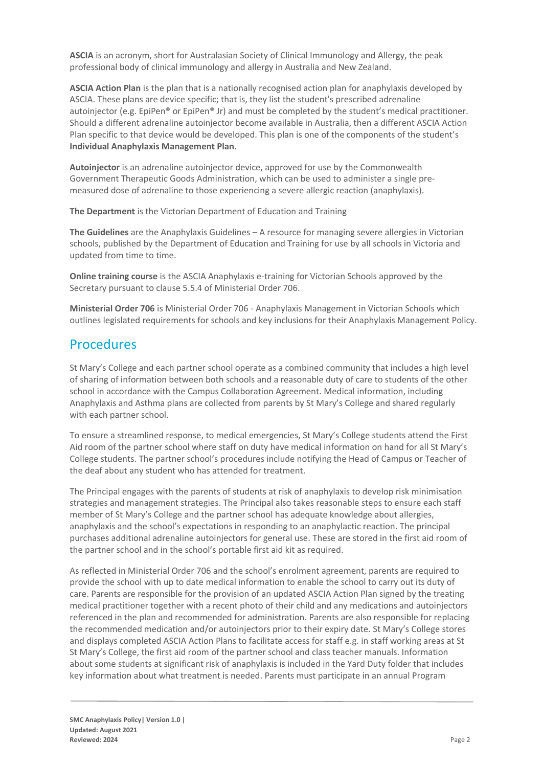**ASCIA** is an acronym, short for Australasian Society of Clinical Immunology and Allergy, the peak professional body of clinical immunology and allergy in Australia and New Zealand.

**ASCIA Action Plan** is the plan that is a nationally recognised action plan for anaphylaxis developed by ASCIA. These plans are device specific; that is, they list the student's prescribed adrenaline autoinjector (e.g. EpiPen® or EpiPen® Jr) and must be completed by the student's medical practitioner. Should a different adrenaline autoinjector become available in Australia, then a different ASCIA Action Plan specific to that device would be developed. This plan is one of the components of the student's **Individual Anaphylaxis Management Plan**.

**Autoinjector** is an adrenaline autoinjector device, approved for use by the Commonwealth Government Therapeutic Goods Administration, which can be used to administer a single pre-measured dose of adrenaline to those experiencing a severe allergic reaction (anaphylaxis).

**The Department** is the Victorian Department of Education and Training

**The Guidelines** are the Anaphylaxis Guidelines – A resource for managing severe allergies in Victorian schools, published by the Department of Education and Training for use by all schools in Victoria and updated from time to time.

**Online training course** is the ASCIA Anaphylaxis e-training for Victorian Schools approved by the Secretary pursuant to clause 5.5.4 of Ministerial Order 706.

**Ministerial Order 706** is Ministerial Order 706 - Anaphylaxis Management in Victorian Schools which outlines legislated requirements for schools and key inclusions for their Anaphylaxis Management Policy.

## Procedures

St Mary's College and each partner school operate as a combined community that includes a high level of sharing of information between both schools and a reasonable duty of care to students of the other school in accordance with the Campus Collaboration Agreement. Medical information, including Anaphylaxis and Asthma plans are collected from parents by St Mary's College and shared regularly with each partner school.

To ensure a streamlined response, to medical emergencies, St Mary's College students attend the First Aid room of the partner school where staff on duty have medical information on hand for all St Mary's College students. The partner school's procedures include notifying the Head of Campus or Teacher of the deaf about any student who has attended for treatment.

The Principal engages with the parents of students at risk of anaphylaxis to develop risk minimisation strategies and management strategies. The Principal also takes reasonable steps to ensure each staff member of St Mary's College and the partner school has adequate knowledge about allergies, anaphylaxis and the school's expectations in responding to an anaphylactic reaction. The principal purchases additional adrenaline autoinjectors for general use. These are stored in the first aid room of the partner school and in the school's portable first aid kit as required.

As reflected in Ministerial Order 706 and the school's enrolment agreement, parents are required to provide the school with up to date medical information to enable the school to carry out its duty of care. Parents are responsible for the provision of an updated ASCIA Action Plan signed by the treating medical practitioner together with a recent photo of their child and any medications and autoinjectors referenced in the plan and recommended for administration. Parents are also responsible for replacing the recommended medication and/or autoinjectors prior to their expiry date. St Mary's College stores and displays completed ASCIA Action Plans to facilitate access for staff e.g. in staff working areas at St St Mary's College, the first aid room of the partner school and class teacher manuals. Information about some students at significant risk of anaphylaxis is included in the Yard Duty folder that includes key information about what treatment is needed. Parents must participate in an annual Program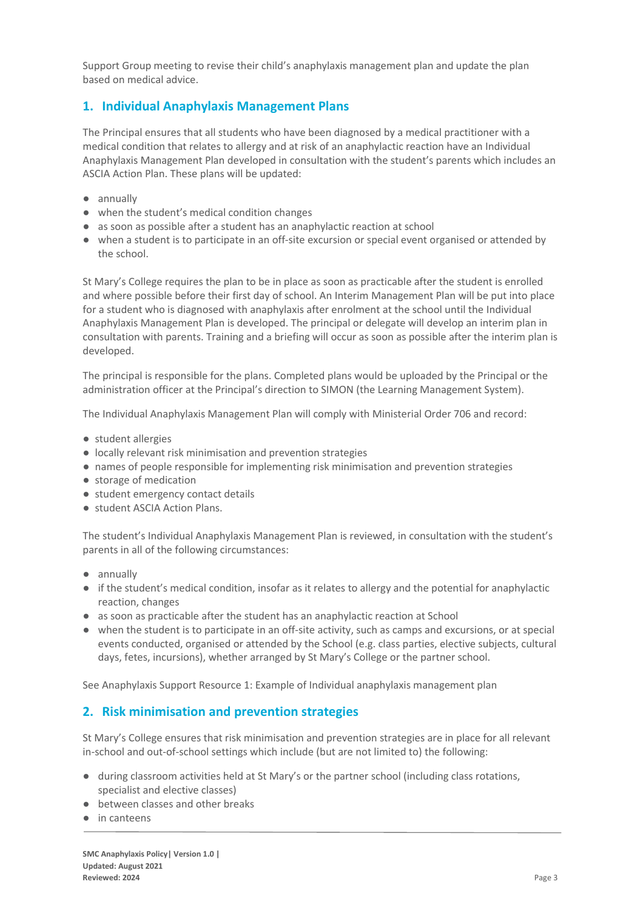Support Group meeting to revise their child's anaphylaxis management plan and update the plan based on medical advice.

## 1. Individual Anaphylaxis Management Plans

The Principal ensures that all students who have been diagnosed by a medical practitioner with a medical condition that relates to allergy and at risk of an anaphylactic reaction have an Individual Anaphylaxis Management Plan developed in consultation with the student's parents which includes an ASCIA Action Plan. These plans will be updated:

- annually
- when the student's medical condition changes
- as soon as possible after a student has an anaphylactic reaction at school
- when a student is to participate in an off-site excursion or special event organised or attended by the school.

St Mary's College requires the plan to be in place as soon as practicable after the student is enrolled and where possible before their first day of school. An Interim Management Plan will be put into place for a student who is diagnosed with anaphylaxis after enrolment at the school until the Individual Anaphylaxis Management Plan is developed. The principal or delegate will develop an interim plan in consultation with parents. Training and a briefing will occur as soon as possible after the interim plan is developed.

The principal is responsible for the plans. Completed plans would be uploaded by the Principal or the administration officer at the Principal's direction to SIMON (the Learning Management System).

The Individual Anaphylaxis Management Plan will comply with Ministerial Order 706 and record:

- student allergies
- locally relevant risk minimisation and prevention strategies
- names of people responsible for implementing risk minimisation and prevention strategies
- storage of medication
- student emergency contact details
- student ASCIA Action Plans.

The student's Individual Anaphylaxis Management Plan is reviewed, in consultation with the student's parents in all of the following circumstances:

- annually
- if the student's medical condition, insofar as it relates to allergy and the potential for anaphylactic reaction, changes
- as soon as practicable after the student has an anaphylactic reaction at School
- when the student is to participate in an off-site activity, such as camps and excursions, or at special events conducted, organised or attended by the School (e.g. class parties, elective subjects, cultural days, fetes, incursions), whether arranged by St Mary's College or the partner school.

See Anaphylaxis Support Resource 1: Example of Individual anaphylaxis management plan

## 2. Risk minimisation and prevention strategies

St Mary's College ensures that risk minimisation and prevention strategies are in place for all relevant in-school and out-of-school settings which include (but are not limited to) the following:

- during classroom activities held at St Mary's or the partner school (including class rotations, specialist and elective classes)
- between classes and other breaks
- in canteens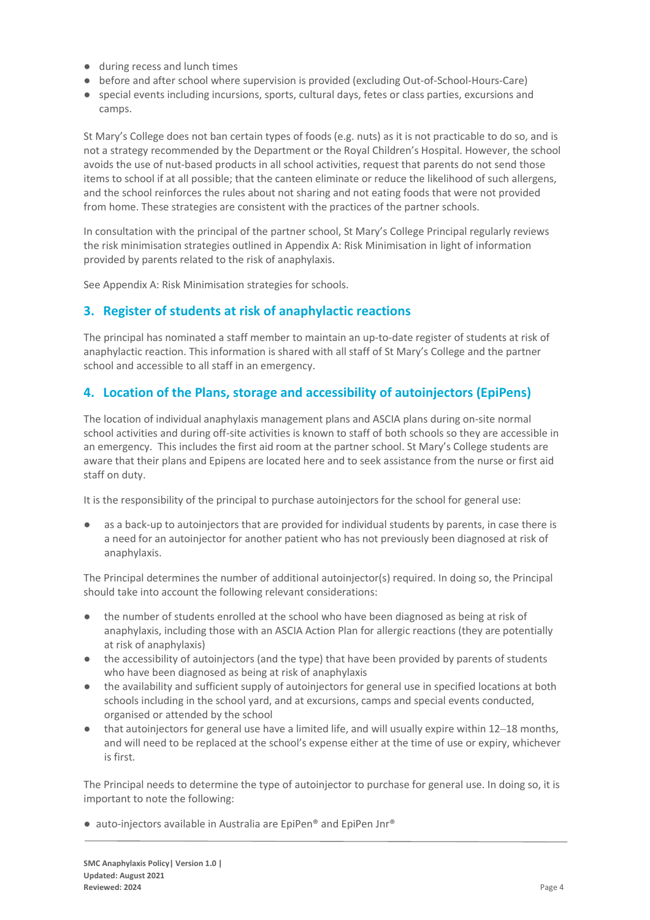- during recess and lunch times
- before and after school where supervision is provided (excluding Out-of-School-Hours-Care)
- special events including incursions, sports, cultural days, fetes or class parties, excursions and camps.

St Mary's College does not ban certain types of foods (e.g. nuts) as it is not practicable to do so, and is not a strategy recommended by the Department or the Royal Children's Hospital. However, the school avoids the use of nut-based products in all school activities, request that parents do not send those items to school if at all possible; that the canteen eliminate or reduce the likelihood of such allergens, and the school reinforces the rules about not sharing and not eating foods that were not provided from home. These strategies are consistent with the practices of the partner schools.

In consultation with the principal of the partner school, St Mary's College Principal regularly reviews the risk minimisation strategies outlined in Appendix A: Risk Minimisation in light of information provided by parents related to the risk of anaphylaxis.

See Appendix A: Risk Minimisation strategies for schools.

## 3. Register of students at risk of anaphylactic reactions

The principal has nominated a staff member to maintain an up-to-date register of students at risk of anaphylactic reaction. This information is shared with all staff of St Mary's College and the partner school and accessible to all staff in an emergency.

## 4. Location of the Plans, storage and accessibility of autoinjectors (EpiPens)

The location of individual anaphylaxis management plans and ASCIA plans during on-site normal school activities and during off-site activities is known to staff of both schools so they are accessible in an emergency. This includes the first aid room at the partner school. St Mary's College students are aware that their plans and Epipens are located here and to seek assistance from the nurse or first aid staff on duty.

It is the responsibility of the principal to purchase autoinjectors for the school for general use:

- as a back-up to autoinjectors that are provided for individual students by parents, in case there is a need for an autoinjector for another patient who has not previously been diagnosed at risk of anaphylaxis.

The Principal determines the number of additional autoinjector(s) required. In doing so, the Principal should take into account the following relevant considerations:

- the number of students enrolled at the school who have been diagnosed as being at risk of anaphylaxis, including those with an ASCIA Action Plan for allergic reactions (they are potentially at risk of anaphylaxis)
- the accessibility of autoinjectors (and the type) that have been provided by parents of students who have been diagnosed as being at risk of anaphylaxis
- the availability and sufficient supply of autoinjectors for general use in specified locations at both schools including in the school yard, and at excursions, camps and special events conducted, organised or attended by the school
- that autoinjectors for general use have a limited life, and will usually expire within 12–18 months, and will need to be replaced at the school's expense either at the time of use or expiry, whichever is first.

The Principal needs to determine the type of autoinjector to purchase for general use. In doing so, it is important to note the following:

- auto-injectors available in Australia are EpiPen® and EpiPen Jnr®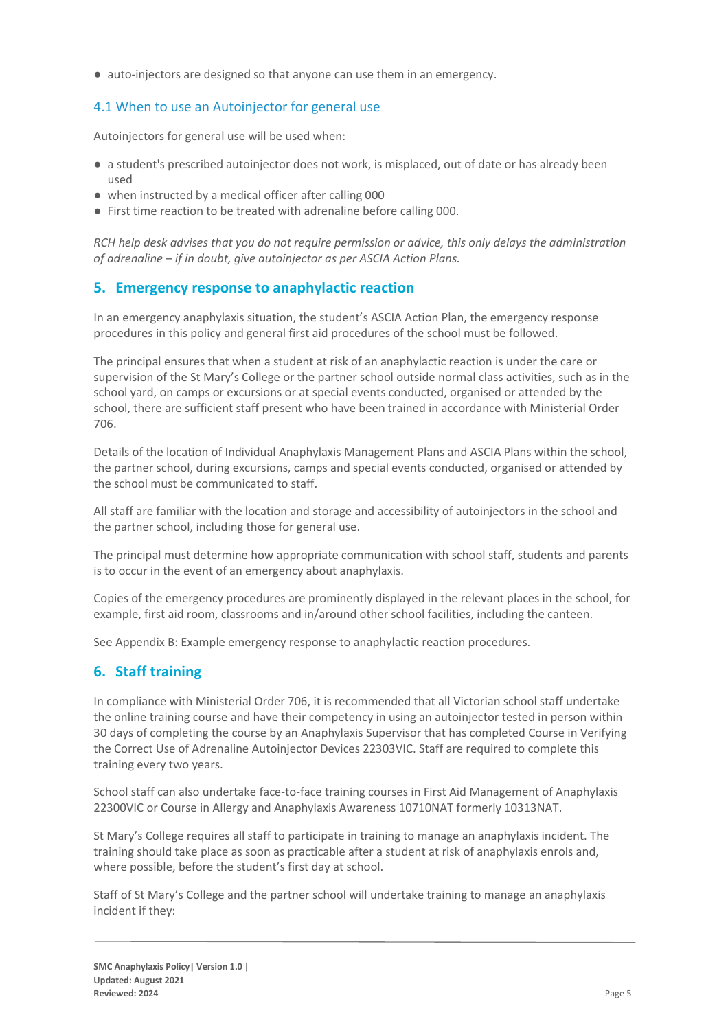- auto-injectors are designed so that anyone can use them in an emergency.

### 4.1 When to use an Autoinjector for general use

Autoinjectors for general use will be used when:

- a student's prescribed autoinjector does not work, is misplaced, out of date or has already been used
- when instructed by a medical officer after calling 000
- First time reaction to be treated with adrenaline before calling 000.

*RCH help desk advises that you do not require permission or advice, this only delays the administration of adrenaline – if in doubt, give autoinjector as per ASCIA Action Plans.*

## 5. Emergency response to anaphylactic reaction

In an emergency anaphylaxis situation, the student's ASCIA Action Plan, the emergency response procedures in this policy and general first aid procedures of the school must be followed.

The principal ensures that when a student at risk of an anaphylactic reaction is under the care or supervision of the St Mary's College or the partner school outside normal class activities, such as in the school yard, on camps or excursions or at special events conducted, organised or attended by the school, there are sufficient staff present who have been trained in accordance with Ministerial Order 706.

Details of the location of Individual Anaphylaxis Management Plans and ASCIA Plans within the school, the partner school, during excursions, camps and special events conducted, organised or attended by the school must be communicated to staff.

All staff are familiar with the location and storage and accessibility of autoinjectors in the school and the partner school, including those for general use.

The principal must determine how appropriate communication with school staff, students and parents is to occur in the event of an emergency about anaphylaxis.

Copies of the emergency procedures are prominently displayed in the relevant places in the school, for example, first aid room, classrooms and in/around other school facilities, including the canteen.

See Appendix B: Example emergency response to anaphylactic reaction procedures.

## 6. Staff training

In compliance with Ministerial Order 706, it is recommended that all Victorian school staff undertake the online training course and have their competency in using an autoinjector tested in person within 30 days of completing the course by an Anaphylaxis Supervisor that has completed Course in Verifying the Correct Use of Adrenaline Autoinjector Devices 22303VIC. Staff are required to complete this training every two years.

School staff can also undertake face-to-face training courses in First Aid Management of Anaphylaxis 22300VIC or Course in Allergy and Anaphylaxis Awareness 10710NAT formerly 10313NAT.

St Mary's College requires all staff to participate in training to manage an anaphylaxis incident. The training should take place as soon as practicable after a student at risk of anaphylaxis enrols and, where possible, before the student's first day at school.

Staff of St Mary's College and the partner school will undertake training to manage an anaphylaxis incident if they: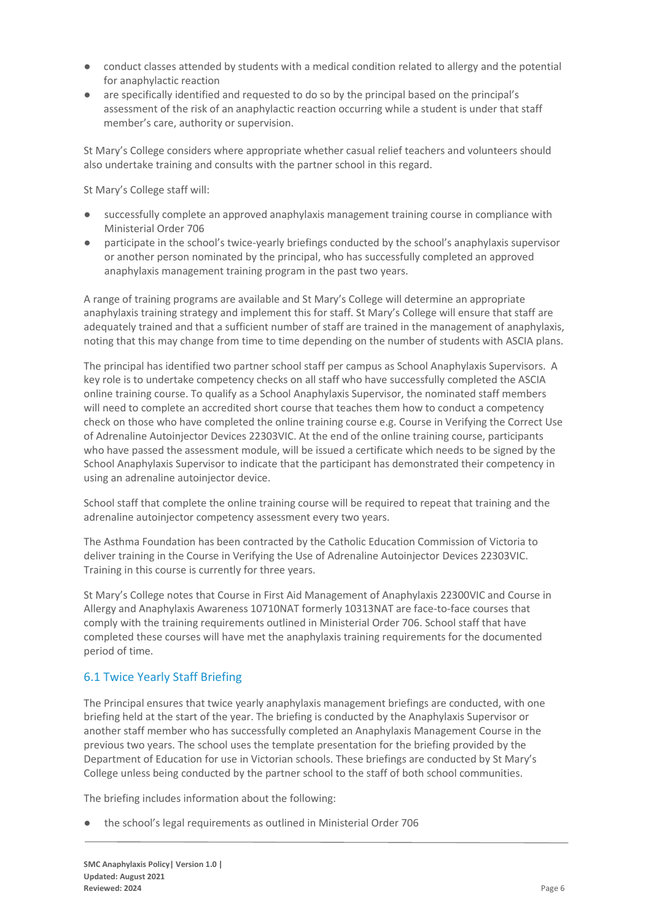- conduct classes attended by students with a medical condition related to allergy and the potential for anaphylactic reaction
- are specifically identified and requested to do so by the principal based on the principal's assessment of the risk of an anaphylactic reaction occurring while a student is under that staff member's care, authority or supervision.

St Mary's College considers where appropriate whether casual relief teachers and volunteers should also undertake training and consults with the partner school in this regard.

St Mary's College staff will:

- successfully complete an approved anaphylaxis management training course in compliance with Ministerial Order 706
- participate in the school's twice-yearly briefings conducted by the school's anaphylaxis supervisor or another person nominated by the principal, who has successfully completed an approved anaphylaxis management training program in the past two years.

A range of training programs are available and St Mary's College will determine an appropriate anaphylaxis training strategy and implement this for staff. St Mary's College will ensure that staff are adequately trained and that a sufficient number of staff are trained in the management of anaphylaxis, noting that this may change from time to time depending on the number of students with ASCIA plans.

The principal has identified two partner school staff per campus as School Anaphylaxis Supervisors. A key role is to undertake competency checks on all staff who have successfully completed the ASCIA online training course. To qualify as a School Anaphylaxis Supervisor, the nominated staff members will need to complete an accredited short course that teaches them how to conduct a competency check on those who have completed the online training course e.g. Course in Verifying the Correct Use of Adrenaline Autoinjector Devices 22303VIC. At the end of the online training course, participants who have passed the assessment module, will be issued a certificate which needs to be signed by the School Anaphylaxis Supervisor to indicate that the participant has demonstrated their competency in using an adrenaline autoinjector device.

School staff that complete the online training course will be required to repeat that training and the adrenaline autoinjector competency assessment every two years.

The Asthma Foundation has been contracted by the Catholic Education Commission of Victoria to deliver training in the Course in Verifying the Use of Adrenaline Autoinjector Devices 22303VIC. Training in this course is currently for three years.

St Mary's College notes that Course in First Aid Management of Anaphylaxis 22300VIC and Course in Allergy and Anaphylaxis Awareness 10710NAT formerly 10313NAT are face-to-face courses that comply with the training requirements outlined in Ministerial Order 706. School staff that have completed these courses will have met the anaphylaxis training requirements for the documented period of time.

## 6.1 Twice Yearly Staff Briefing

The Principal ensures that twice yearly anaphylaxis management briefings are conducted, with one briefing held at the start of the year. The briefing is conducted by the Anaphylaxis Supervisor or another staff member who has successfully completed an Anaphylaxis Management Course in the previous two years. The school uses the template presentation for the briefing provided by the Department of Education for use in Victorian schools. These briefings are conducted by St Mary's College unless being conducted by the partner school to the staff of both school communities.

The briefing includes information about the following:

- the school's legal requirements as outlined in Ministerial Order 706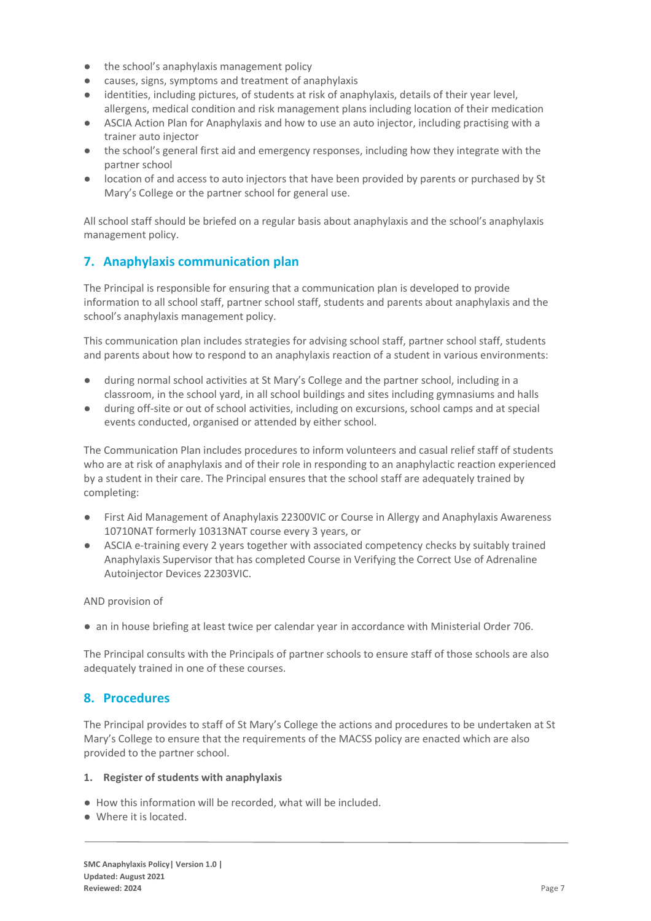- the school's anaphylaxis management policy
- causes, signs, symptoms and treatment of anaphylaxis
- identities, including pictures, of students at risk of anaphylaxis, details of their year level, allergens, medical condition and risk management plans including location of their medication
- ASCIA Action Plan for Anaphylaxis and how to use an auto injector, including practising with a trainer auto injector
- the school's general first aid and emergency responses, including how they integrate with the partner school
- location of and access to auto injectors that have been provided by parents or purchased by St Mary's College or the partner school for general use.

All school staff should be briefed on a regular basis about anaphylaxis and the school's anaphylaxis management policy.

## 7. Anaphylaxis communication plan

The Principal is responsible for ensuring that a communication plan is developed to provide information to all school staff, partner school staff, students and parents about anaphylaxis and the school's anaphylaxis management policy.

This communication plan includes strategies for advising school staff, partner school staff, students and parents about how to respond to an anaphylaxis reaction of a student in various environments:

- during normal school activities at St Mary's College and the partner school, including in a classroom, in the school yard, in all school buildings and sites including gymnasiums and halls
- during off-site or out of school activities, including on excursions, school camps and at special events conducted, organised or attended by either school.

The Communication Plan includes procedures to inform volunteers and casual relief staff of students who are at risk of anaphylaxis and of their role in responding to an anaphylactic reaction experienced by a student in their care. The Principal ensures that the school staff are adequately trained by completing:

- First Aid Management of Anaphylaxis 22300VIC or Course in Allergy and Anaphylaxis Awareness 10710NAT formerly 10313NAT course every 3 years, or
- ASCIA e-training every 2 years together with associated competency checks by suitably trained Anaphylaxis Supervisor that has completed Course in Verifying the Correct Use of Adrenaline Autoinjector Devices 22303VIC.

AND provision of

- an in house briefing at least twice per calendar year in accordance with Ministerial Order 706.

The Principal consults with the Principals of partner schools to ensure staff of those schools are also adequately trained in one of these courses.

## 8. Procedures

The Principal provides to staff of St Mary's College the actions and procedures to be undertaken at St Mary's College to ensure that the requirements of the MACSS policy are enacted which are also provided to the partner school.

### 1. Register of students with anaphylaxis

- How this information will be recorded, what will be included.
- Where it is located.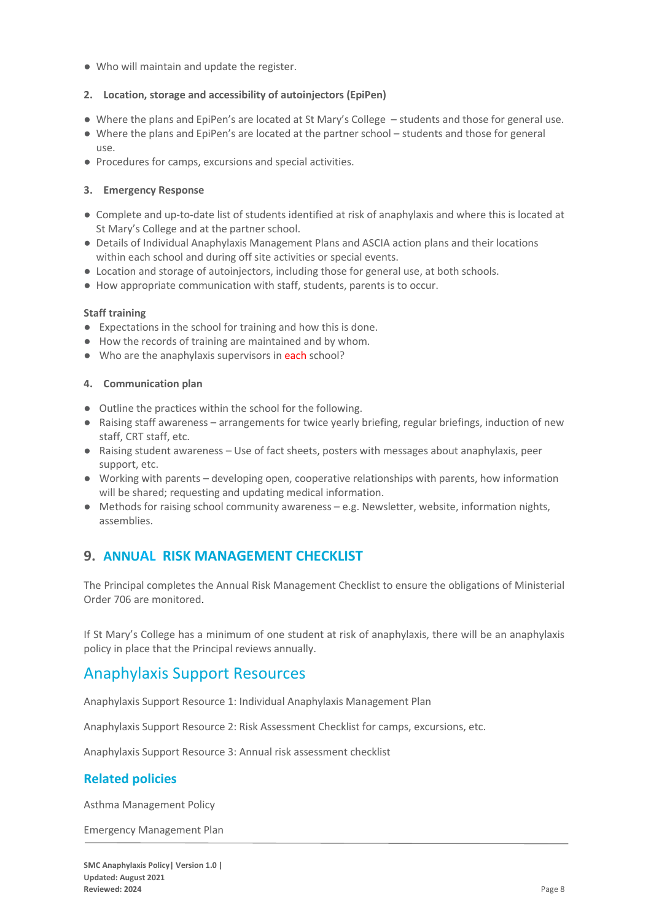- Who will maintain and update the register.

**2. Location, storage and accessibility of autoinjectors (EpiPen)**

- Where the plans and EpiPen's are located at St Mary's College – students and those for general use.
- Where the plans and EpiPen's are located at the partner school – students and those for general use.
- Procedures for camps, excursions and special activities.

**3. Emergency Response**

- Complete and up-to-date list of students identified at risk of anaphylaxis and where this is located at St Mary's College and at the partner school.
- Details of Individual Anaphylaxis Management Plans and ASCIA action plans and their locations within each school and during off site activities or special events.
- Location and storage of autoinjectors, including those for general use, at both schools.
- How appropriate communication with staff, students, parents is to occur.

**Staff training**

- Expectations in the school for training and how this is done.
- How the records of training are maintained and by whom.
- Who are the anaphylaxis supervisors in each school?

**4. Communication plan**

- Outline the practices within the school for the following.
- Raising staff awareness – arrangements for twice yearly briefing, regular briefings, induction of new staff, CRT staff, etc.
- Raising student awareness – Use of fact sheets, posters with messages about anaphylaxis, peer support, etc.
- Working with parents – developing open, cooperative relationships with parents, how information will be shared; requesting and updating medical information.
- Methods for raising school community awareness – e.g. Newsletter, website, information nights, assemblies.

## 9. ANNUAL RISK MANAGEMENT CHECKLIST

The Principal completes the Annual Risk Management Checklist to ensure the obligations of Ministerial Order 706 are monitored.

If St Mary's College has a minimum of one student at risk of anaphylaxis, there will be an anaphylaxis policy in place that the Principal reviews annually.

## Anaphylaxis Support Resources

Anaphylaxis Support Resource 1: Individual Anaphylaxis Management Plan

Anaphylaxis Support Resource 2: Risk Assessment Checklist for camps, excursions, etc.

Anaphylaxis Support Resource 3: Annual risk assessment checklist

### Related policies

Asthma Management Policy

Emergency Management Plan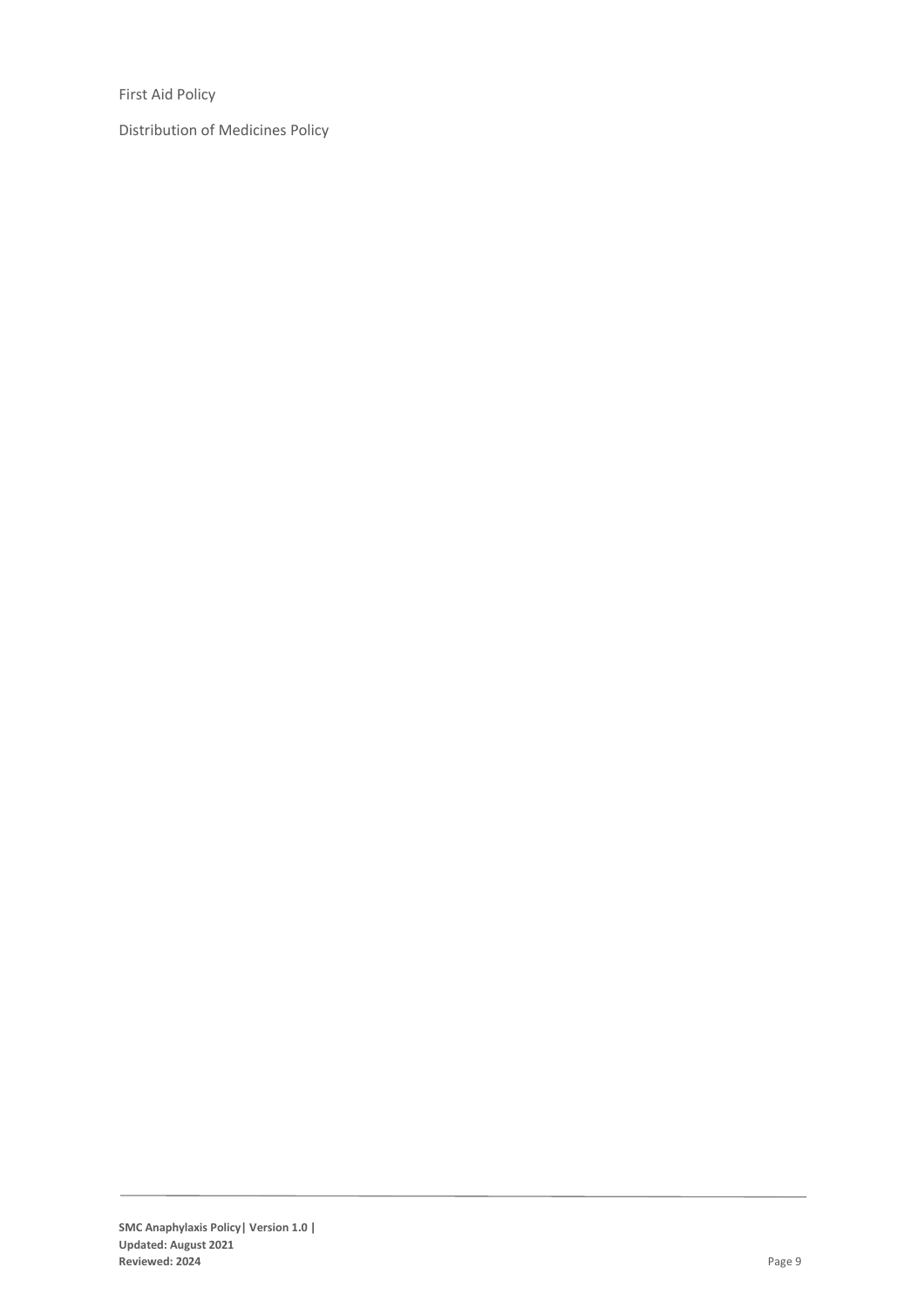First Aid Policy

Distribution of Medicines Policy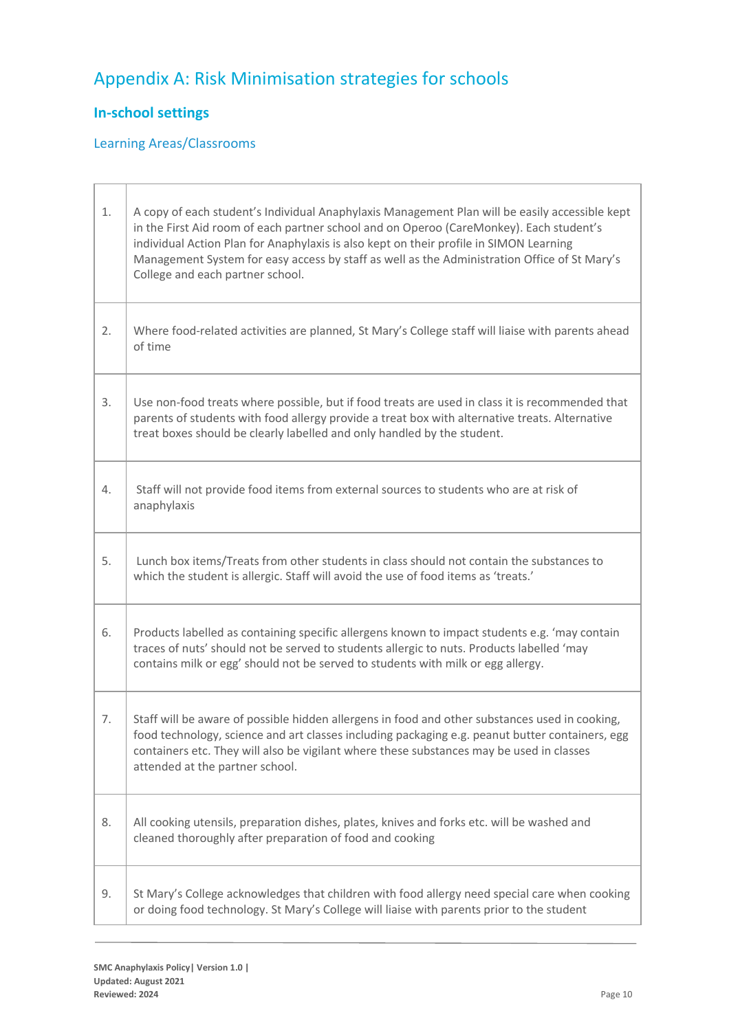# Appendix A: Risk Minimisation strategies for schools

## In-school settings

### Learning Areas/Classrooms

| | |
|---|---|
| 1. | A copy of each student's Individual Anaphylaxis Management Plan will be easily accessible kept in the First Aid room of each partner school and on Operoo (CareMonkey). Each student's individual Action Plan for Anaphylaxis is also kept on their profile in SIMON Learning Management System for easy access by staff as well as the Administration Office of St Mary's College and each partner school. |
| 2. | Where food-related activities are planned, St Mary's College staff will liaise with parents ahead of time |
| 3. | Use non-food treats where possible, but if food treats are used in class it is recommended that parents of students with food allergy provide a treat box with alternative treats. Alternative treat boxes should be clearly labelled and only handled by the student. |
| 4. | Staff will not provide food items from external sources to students who are at risk of anaphylaxis |
| 5. | Lunch box items/Treats from other students in class should not contain the substances to which the student is allergic. Staff will avoid the use of food items as 'treats.' |
| 6. | Products labelled as containing specific allergens known to impact students e.g. 'may contain traces of nuts' should not be served to students allergic to nuts. Products labelled 'may contains milk or egg' should not be served to students with milk or egg allergy. |
| 7. | Staff will be aware of possible hidden allergens in food and other substances used in cooking, food technology, science and art classes including packaging e.g. peanut butter containers, egg containers etc. They will also be vigilant where these substances may be used in classes attended at the partner school. |
| 8. | All cooking utensils, preparation dishes, plates, knives and forks etc. will be washed and cleaned thoroughly after preparation of food and cooking |
| 9. | St Mary's College acknowledges that children with food allergy need special care when cooking or doing food technology. St Mary's College will liaise with parents prior to the student |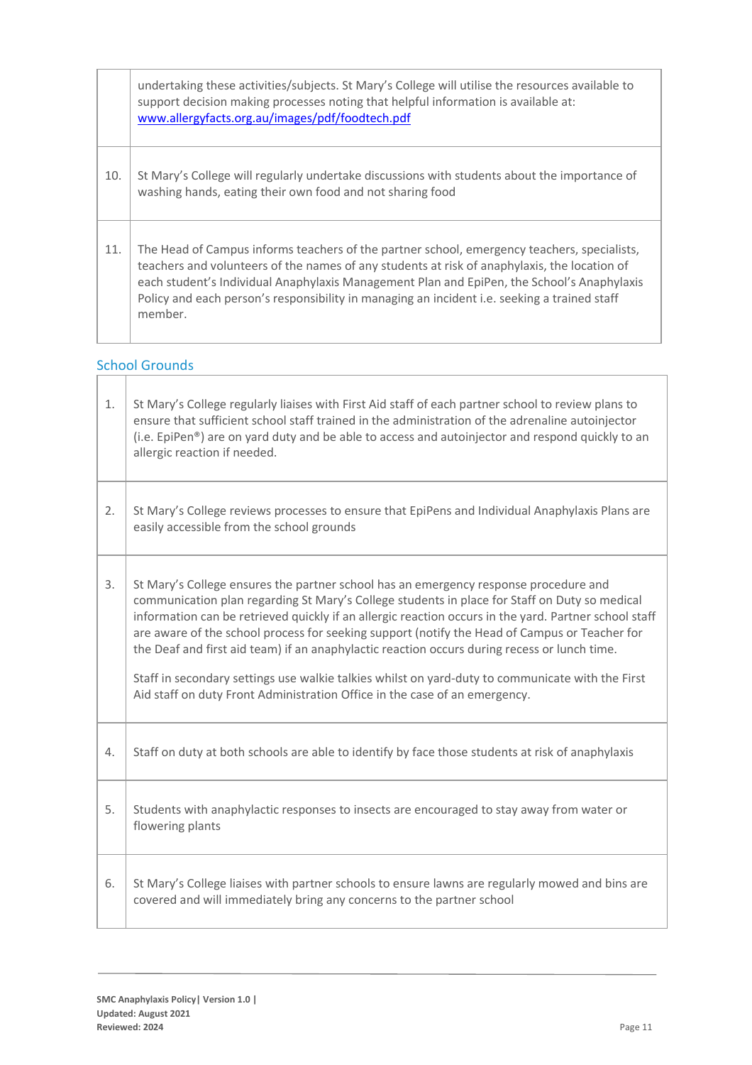| | |
|---|---|
| | undertaking these activities/subjects. St Mary's College will utilise the resources available to support decision making processes noting that helpful information is available at: [www.allergyfacts.org.au/images/pdf/foodtech.pdf](www.allergyfacts.org.au/images/pdf/foodtech.pdf) |
| 10. | St Mary's College will regularly undertake discussions with students about the importance of washing hands, eating their own food and not sharing food |
| 11. | The Head of Campus informs teachers of the partner school, emergency teachers, specialists, teachers and volunteers of the names of any students at risk of anaphylaxis, the location of each student's Individual Anaphylaxis Management Plan and EpiPen, the School's Anaphylaxis Policy and each person's responsibility in managing an incident i.e. seeking a trained staff member. |

## School Grounds

| | |
|---|---|
| 1. | St Mary's College regularly liaises with First Aid staff of each partner school to review plans to ensure that sufficient school staff trained in the administration of the adrenaline autoinjector (i.e. EpiPen®) are on yard duty and be able to access and autoinjector and respond quickly to an allergic reaction if needed. |
| 2. | St Mary's College reviews processes to ensure that EpiPens and Individual Anaphylaxis Plans are easily accessible from the school grounds |
| 3. | St Mary's College ensures the partner school has an emergency response procedure and communication plan regarding St Mary's College students in place for Staff on Duty so medical information can be retrieved quickly if an allergic reaction occurs in the yard. Partner school staff are aware of the school process for seeking support (notify the Head of Campus or Teacher for the Deaf and first aid team) if an anaphylactic reaction occurs during recess or lunch time.<br><br>Staff in secondary settings use walkie talkies whilst on yard-duty to communicate with the First Aid staff on duty Front Administration Office in the case of an emergency. |
| 4. | Staff on duty at both schools are able to identify by face those students at risk of anaphylaxis |
| 5. | Students with anaphylactic responses to insects are encouraged to stay away from water or flowering plants |
| 6. | St Mary's College liaises with partner schools to ensure lawns are regularly mowed and bins are covered and will immediately bring any concerns to the partner school |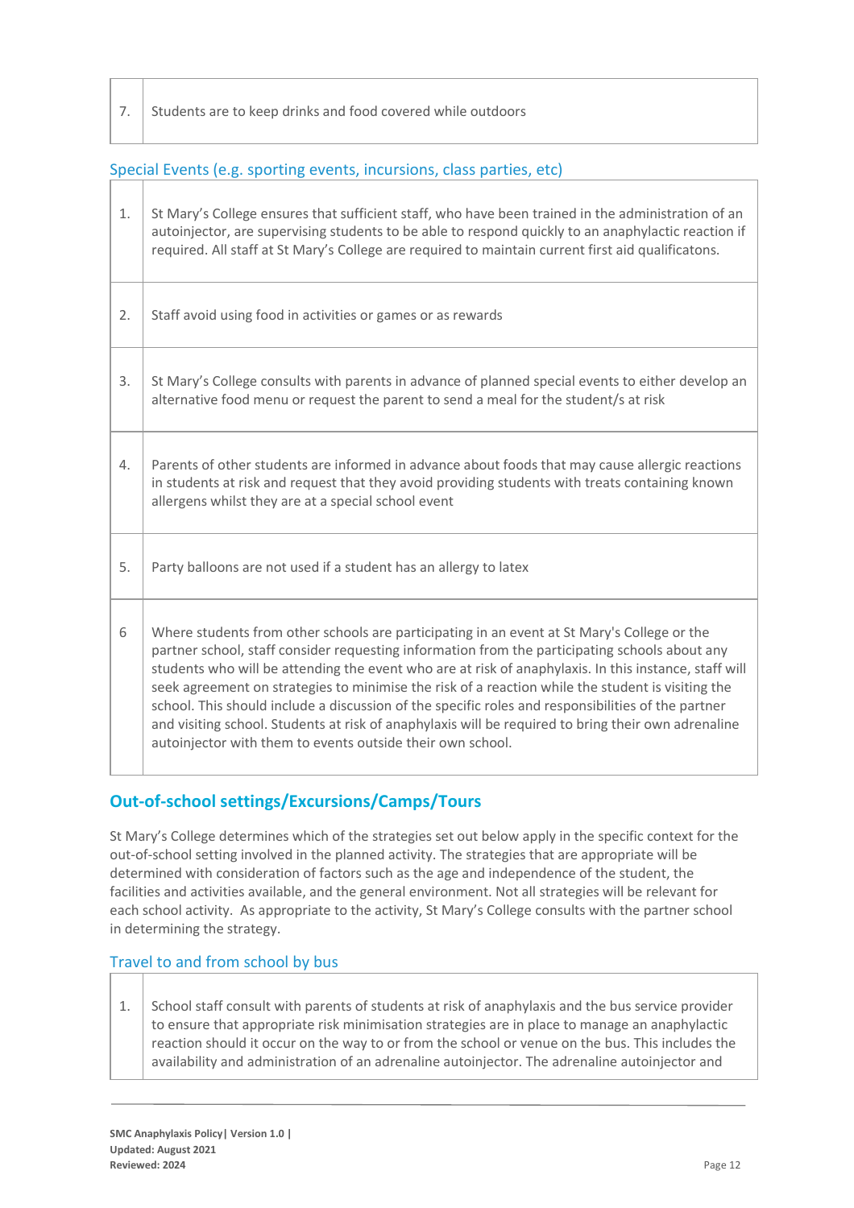| | |
|---|---|
| 7. | Students are to keep drinks and food covered while outdoors |

### Special Events (e.g. sporting events, incursions, class parties, etc)

| | |
|---|---|
| 1. | St Mary's College ensures that sufficient staff, who have been trained in the administration of an autoinjector, are supervising students to be able to respond quickly to an anaphylactic reaction if required. All staff at St Mary's College are required to maintain current first aid qualificatons. |
| 2. | Staff avoid using food in activities or games or as rewards |
| 3. | St Mary's College consults with parents in advance of planned special events to either develop an alternative food menu or request the parent to send a meal for the student/s at risk |
| 4. | Parents of other students are informed in advance about foods that may cause allergic reactions in students at risk and request that they avoid providing students with treats containing known allergens whilst they are at a special school event |
| 5. | Party balloons are not used if a student has an allergy to latex |
| 6 | Where students from other schools are participating in an event at St Mary's College or the partner school, staff consider requesting information from the participating schools about any students who will be attending the event who are at risk of anaphylaxis. In this instance, staff will seek agreement on strategies to minimise the risk of a reaction while the student is visiting the school. This should include a discussion of the specific roles and responsibilities of the partner and visiting school. Students at risk of anaphylaxis will be required to bring their own adrenaline autoinjector with them to events outside their own school. |

## Out-of-school settings/Excursions/Camps/Tours

St Mary's College determines which of the strategies set out below apply in the specific context for the out-of-school setting involved in the planned activity. The strategies that are appropriate will be determined with consideration of factors such as the age and independence of the student, the facilities and activities available, and the general environment. Not all strategies will be relevant for each school activity. As appropriate to the activity, St Mary's College consults with the partner school in determining the strategy.

### Travel to and from school by bus

| | |
|---|---|
| 1. | School staff consult with parents of students at risk of anaphylaxis and the bus service provider to ensure that appropriate risk minimisation strategies are in place to manage an anaphylactic reaction should it occur on the way to or from the school or venue on the bus. This includes the availability and administration of an adrenaline autoinjector. The adrenaline autoinjector and |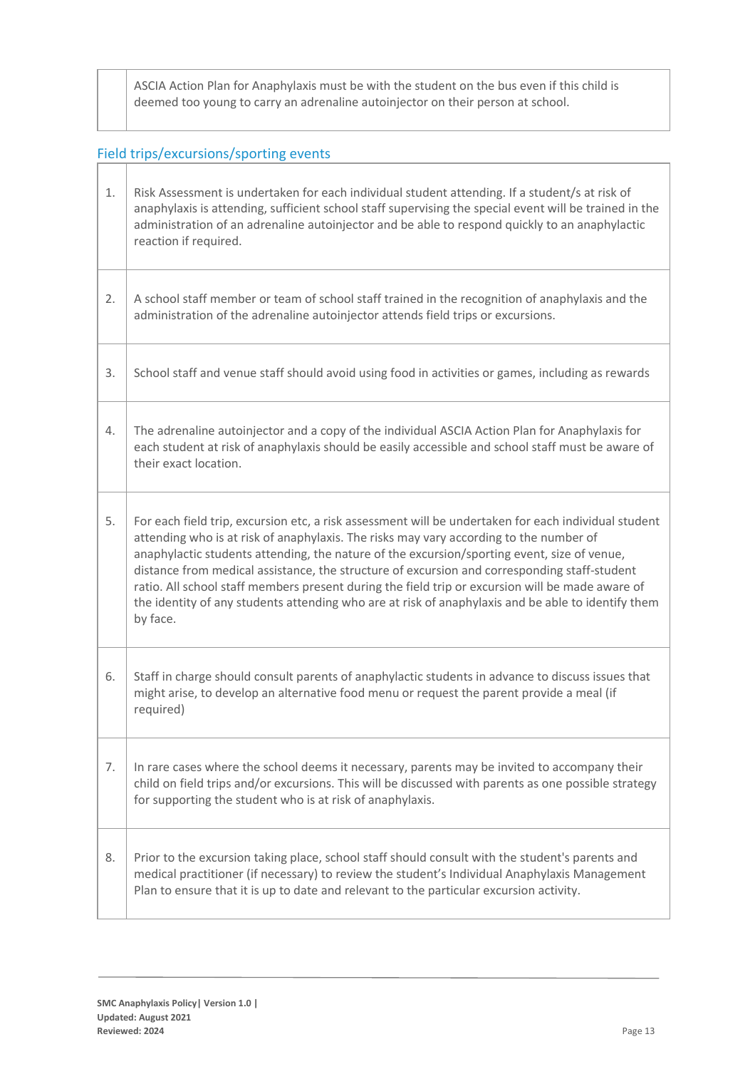| | |
|---|---|
| | ASCIA Action Plan for Anaphylaxis must be with the student on the bus even if this child is deemed too young to carry an adrenaline autoinjector on their person at school. |

## Field trips/excursions/sporting events

| | |
|---|---|
| 1. | Risk Assessment is undertaken for each individual student attending. If a student/s at risk of anaphylaxis is attending, sufficient school staff supervising the special event will be trained in the administration of an adrenaline autoinjector and be able to respond quickly to an anaphylactic reaction if required. |
| 2. | A school staff member or team of school staff trained in the recognition of anaphylaxis and the administration of the adrenaline autoinjector attends field trips or excursions. |
| 3. | School staff and venue staff should avoid using food in activities or games, including as rewards |
| 4. | The adrenaline autoinjector and a copy of the individual ASCIA Action Plan for Anaphylaxis for each student at risk of anaphylaxis should be easily accessible and school staff must be aware of their exact location. |
| 5. | For each field trip, excursion etc, a risk assessment will be undertaken for each individual student attending who is at risk of anaphylaxis. The risks may vary according to the number of anaphylactic students attending, the nature of the excursion/sporting event, size of venue, distance from medical assistance, the structure of excursion and corresponding staff-student ratio. All school staff members present during the field trip or excursion will be made aware of the identity of any students attending who are at risk of anaphylaxis and be able to identify them by face. |
| 6. | Staff in charge should consult parents of anaphylactic students in advance to discuss issues that might arise, to develop an alternative food menu or request the parent provide a meal (if required) |
| 7. | In rare cases where the school deems it necessary, parents may be invited to accompany their child on field trips and/or excursions. This will be discussed with parents as one possible strategy for supporting the student who is at risk of anaphylaxis. |
| 8. | Prior to the excursion taking place, school staff should consult with the student's parents and medical practitioner (if necessary) to review the student's Individual Anaphylaxis Management Plan to ensure that it is up to date and relevant to the particular excursion activity. |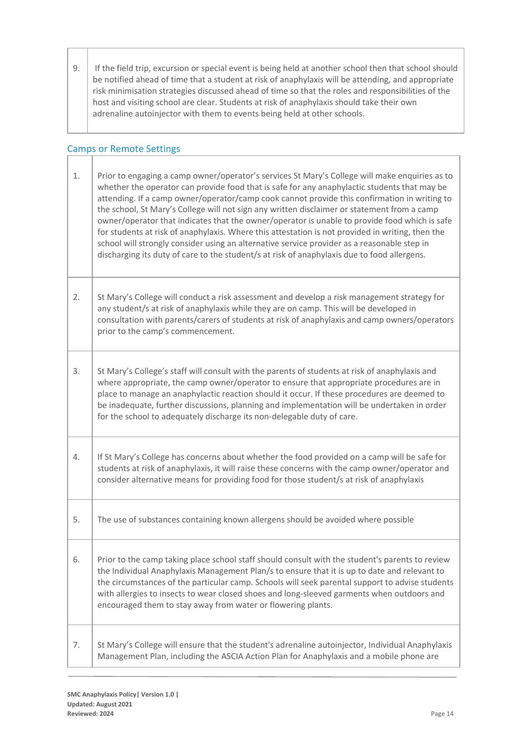| | |
|---|---|
| 9. | If the field trip, excursion or special event is being held at another school then that school should be notified ahead of time that a student at risk of anaphylaxis will be attending, and appropriate risk minimisation strategies discussed ahead of time so that the roles and responsibilities of the host and visiting school are clear. Students at risk of anaphylaxis should take their own adrenaline autoinjector with them to events being held at other schools. |

## Camps or Remote Settings

| | |
|---|---|
| 1. | Prior to engaging a camp owner/operator's services St Mary's College will make enquiries as to whether the operator can provide food that is safe for any anaphylactic students that may be attending. If a camp owner/operator/camp cook cannot provide this confirmation in writing to the school, St Mary's College will not sign any written disclaimer or statement from a camp owner/operator that indicates that the owner/operator is unable to provide food which is safe for students at risk of anaphylaxis. Where this attestation is not provided in writing, then the school will strongly consider using an alternative service provider as a reasonable step in discharging its duty of care to the student/s at risk of anaphylaxis due to food allergens. |
| 2. | St Mary's College will conduct a risk assessment and develop a risk management strategy for any student/s at risk of anaphylaxis while they are on camp. This will be developed in consultation with parents/carers of students at risk of anaphylaxis and camp owners/operators prior to the camp's commencement. |
| 3. | St Mary's College's staff will consult with the parents of students at risk of anaphylaxis and where appropriate, the camp owner/operator to ensure that appropriate procedures are in place to manage an anaphylactic reaction should it occur. If these procedures are deemed to be inadequate, further discussions, planning and implementation will be undertaken in order for the school to adequately discharge its non-delegable duty of care. |
| 4. | If St Mary's College has concerns about whether the food provided on a camp will be safe for students at risk of anaphylaxis, it will raise these concerns with the camp owner/operator and consider alternative means for providing food for those student/s at risk of anaphylaxis |
| 5. | The use of substances containing known allergens should be avoided where possible |
| 6. | Prior to the camp taking place school staff should consult with the student's parents to review the Individual Anaphylaxis Management Plan/s to ensure that it is up to date and relevant to the circumstances of the particular camp. Schools will seek parental support to advise students with allergies to insects to wear closed shoes and long-sleeved garments when outdoors and encouraged them to stay away from water or flowering plants. |
| 7. | St Mary's College will ensure that the student's adrenaline autoinjector, Individual Anaphylaxis Management Plan, including the ASCIA Action Plan for Anaphylaxis and a mobile phone are |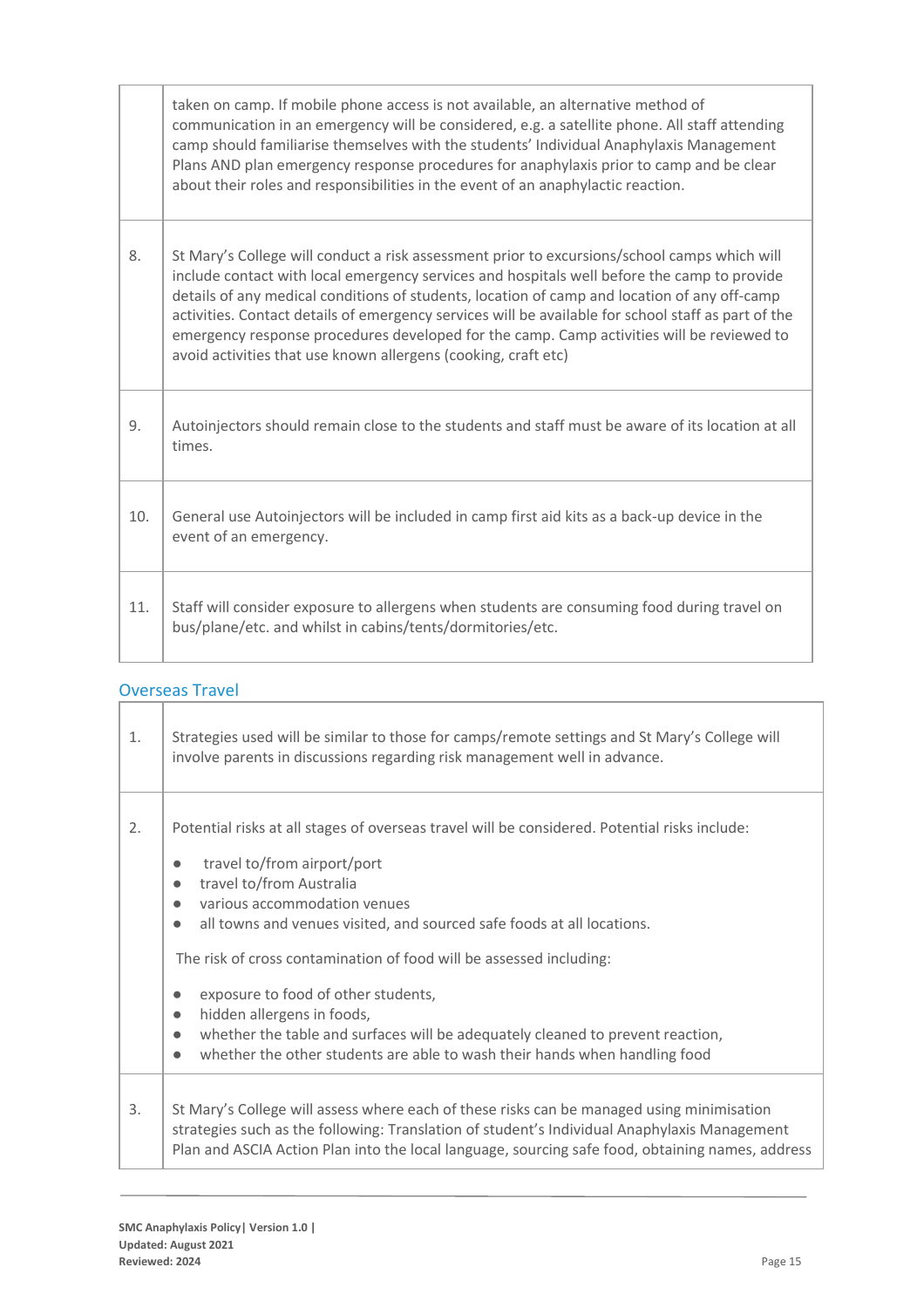| | |
|---|---|
| | taken on camp. If mobile phone access is not available, an alternative method of communication in an emergency will be considered, e.g. a satellite phone. All staff attending camp should familiarise themselves with the students' Individual Anaphylaxis Management Plans AND plan emergency response procedures for anaphylaxis prior to camp and be clear about their roles and responsibilities in the event of an anaphylactic reaction. |
| 8. | St Mary's College will conduct a risk assessment prior to excursions/school camps which will include contact with local emergency services and hospitals well before the camp to provide details of any medical conditions of students, location of camp and location of any off-camp activities. Contact details of emergency services will be available for school staff as part of the emergency response procedures developed for the camp. Camp activities will be reviewed to avoid activities that use known allergens (cooking, craft etc) |
| 9. | Autoinjectors should remain close to the students and staff must be aware of its location at all times. |
| 10. | General use Autoinjectors will be included in camp first aid kits as a back-up device in the event of an emergency. |
| 11. | Staff will consider exposure to allergens when students are consuming food during travel on bus/plane/etc. and whilst in cabins/tents/dormitories/etc. |

## Overseas Travel

| | |
|---|---|
| 1. | Strategies used will be similar to those for camps/remote settings and St Mary's College will involve parents in discussions regarding risk management well in advance. |
| 2. | Potential risks at all stages of overseas travel will be considered. Potential risks include:<br>● travel to/from airport/port<br>● travel to/from Australia<br>● various accommodation venues<br>● all towns and venues visited, and sourced safe foods at all locations.<br><br>The risk of cross contamination of food will be assessed including:<br>● exposure to food of other students,<br>● hidden allergens in foods,<br>● whether the table and surfaces will be adequately cleaned to prevent reaction,<br>● whether the other students are able to wash their hands when handling food |
| 3. | St Mary's College will assess where each of these risks can be managed using minimisation strategies such as the following: Translation of student's Individual Anaphylaxis Management Plan and ASCIA Action Plan into the local language, sourcing safe food, obtaining names, address |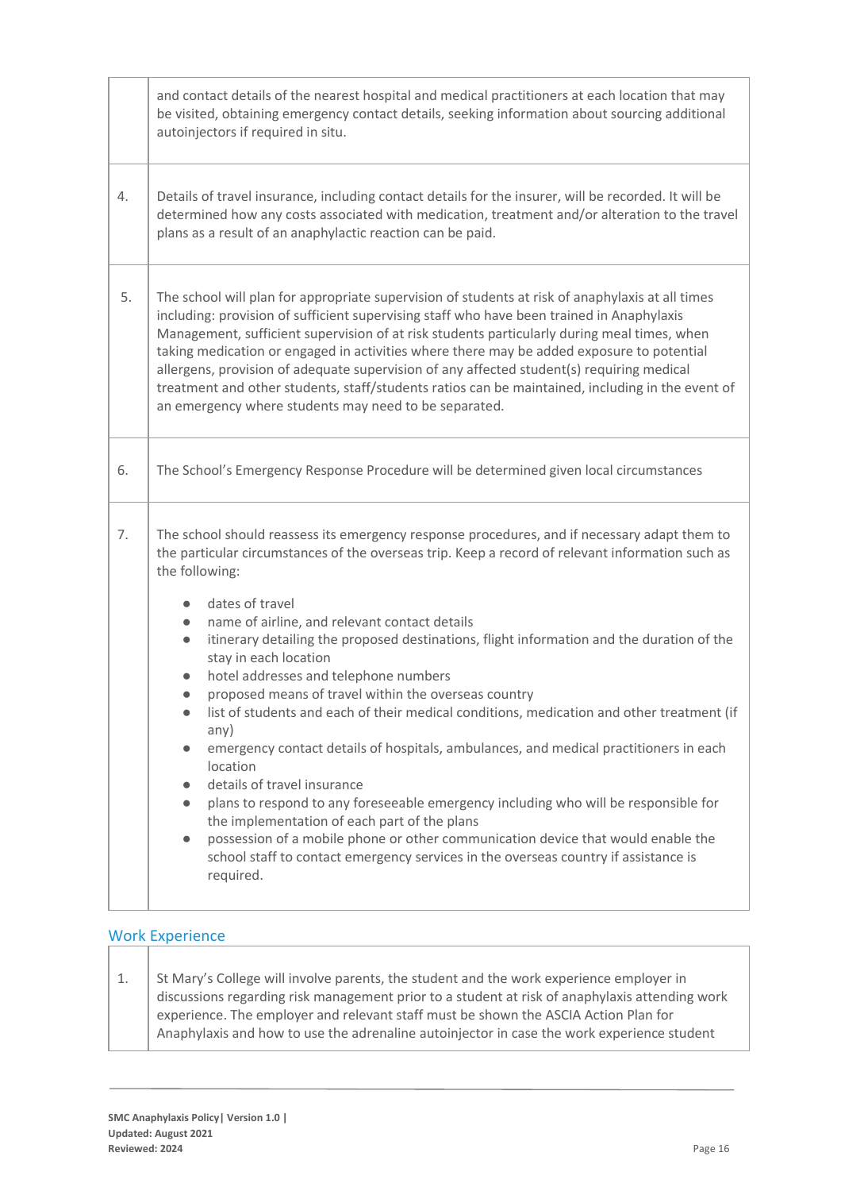| | |
|---|---|
| | and contact details of the nearest hospital and medical practitioners at each location that may be visited, obtaining emergency contact details, seeking information about sourcing additional autoinjectors if required in situ. |
| 4. | Details of travel insurance, including contact details for the insurer, will be recorded. It will be determined how any costs associated with medication, treatment and/or alteration to the travel plans as a result of an anaphylactic reaction can be paid. |
| 5. | The school will plan for appropriate supervision of students at risk of anaphylaxis at all times including: provision of sufficient supervising staff who have been trained in Anaphylaxis Management, sufficient supervision of at risk students particularly during meal times, when taking medication or engaged in activities where there may be added exposure to potential allergens, provision of adequate supervision of any affected student(s) requiring medical treatment and other students, staff/students ratios can be maintained, including in the event of an emergency where students may need to be separated. |
| 6. | The School's Emergency Response Procedure will be determined given local circumstances |
| 7. | The school should reassess its emergency response procedures, and if necessary adapt them to the particular circumstances of the overseas trip. Keep a record of relevant information such as the following:<br>● dates of travel<br>● name of airline, and relevant contact details<br>● itinerary detailing the proposed destinations, flight information and the duration of the stay in each location<br>● hotel addresses and telephone numbers<br>● proposed means of travel within the overseas country<br>● list of students and each of their medical conditions, medication and other treatment (if any)<br>● emergency contact details of hospitals, ambulances, and medical practitioners in each location<br>● details of travel insurance<br>● plans to respond to any foreseeable emergency including who will be responsible for the implementation of each part of the plans<br>● possession of a mobile phone or other communication device that would enable the school staff to contact emergency services in the overseas country if assistance is required. |

## Work Experience

| | |
|---|---|
| 1. | St Mary's College will involve parents, the student and the work experience employer in discussions regarding risk management prior to a student at risk of anaphylaxis attending work experience. The employer and relevant staff must be shown the ASCIA Action Plan for Anaphylaxis and how to use the adrenaline autoinjector in case the work experience student |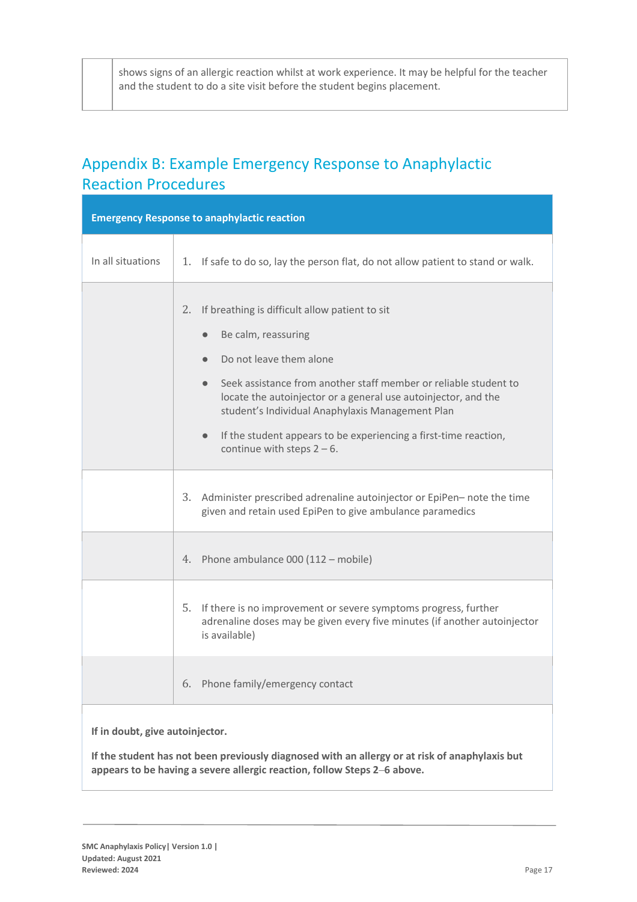| | |
|---|---|
| | shows signs of an allergic reaction whilst at work experience. It may be helpful for the teacher and the student to do a site visit before the student begins placement. |

## Appendix B: Example Emergency Response to Anaphylactic Reaction Procedures

| **Emergency Response to anaphylactic reaction** | |
|---|---|
| In all situations | 1. If safe to do so, lay the person flat, do not allow patient to stand or walk. |
| | 2. If breathing is difficult allow patient to sit<br>● Be calm, reassuring<br>● Do not leave them alone<br>● Seek assistance from another staff member or reliable student to locate the autoinjector or a general use autoinjector, and the student's Individual Anaphylaxis Management Plan<br>● If the student appears to be experiencing a first-time reaction, continue with steps 2 – 6. |
| | 3. Administer prescribed adrenaline autoinjector or EpiPen– note the time given and retain used EpiPen to give ambulance paramedics |
| | 4. Phone ambulance 000 (112 – mobile) |
| | 5. If there is no improvement or severe symptoms progress, further adrenaline doses may be given every five minutes (if another autoinjector is available) |
| | 6. Phone family/emergency contact |
| **If in doubt, give autoinjector.**<br><br>**If the student has not been previously diagnosed with an allergy or at risk of anaphylaxis but appears to be having a severe allergic reaction, follow Steps 2–6 above.** | |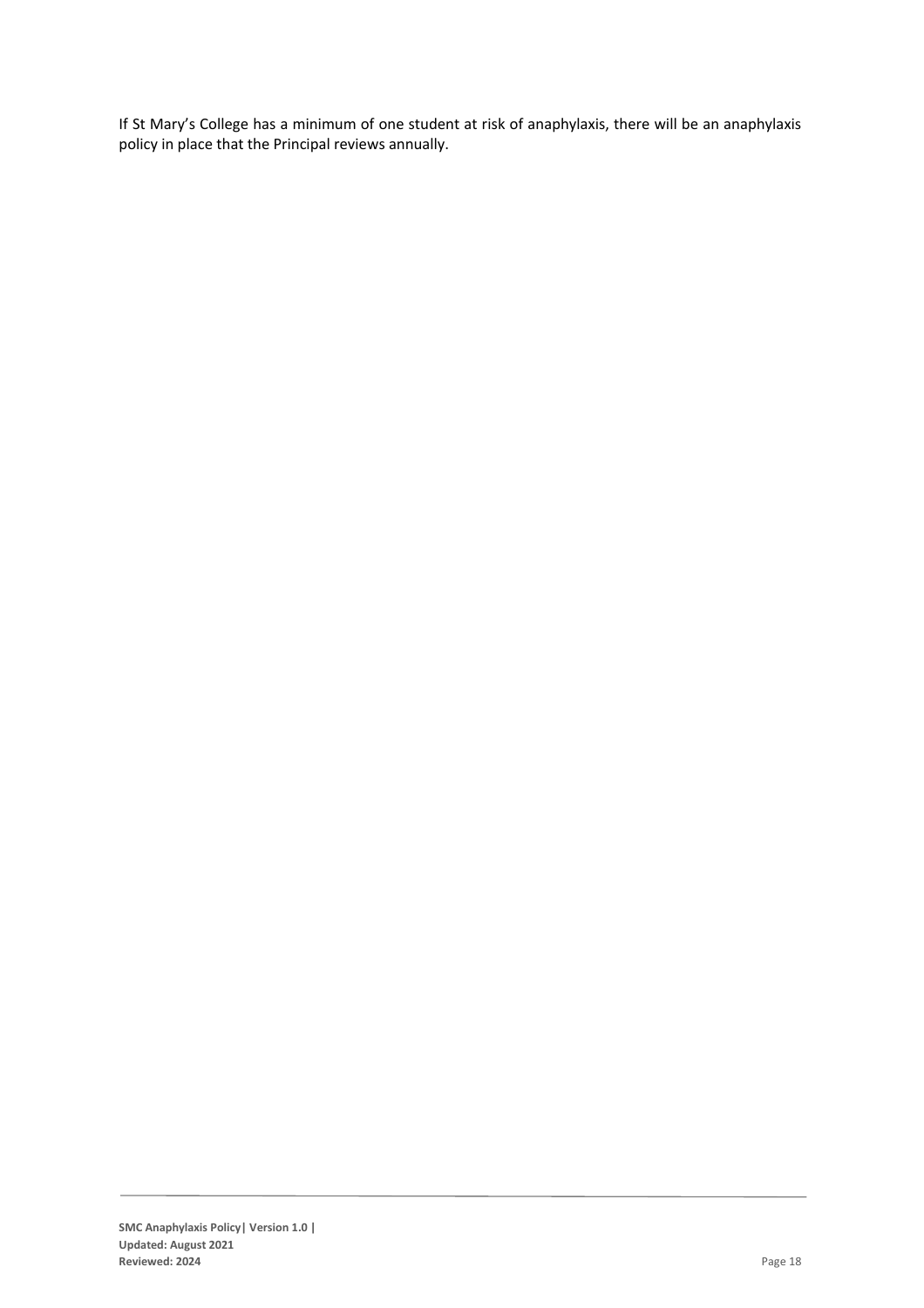If St Mary's College has a minimum of one student at risk of anaphylaxis, there will be an anaphylaxis policy in place that the Principal reviews annually.